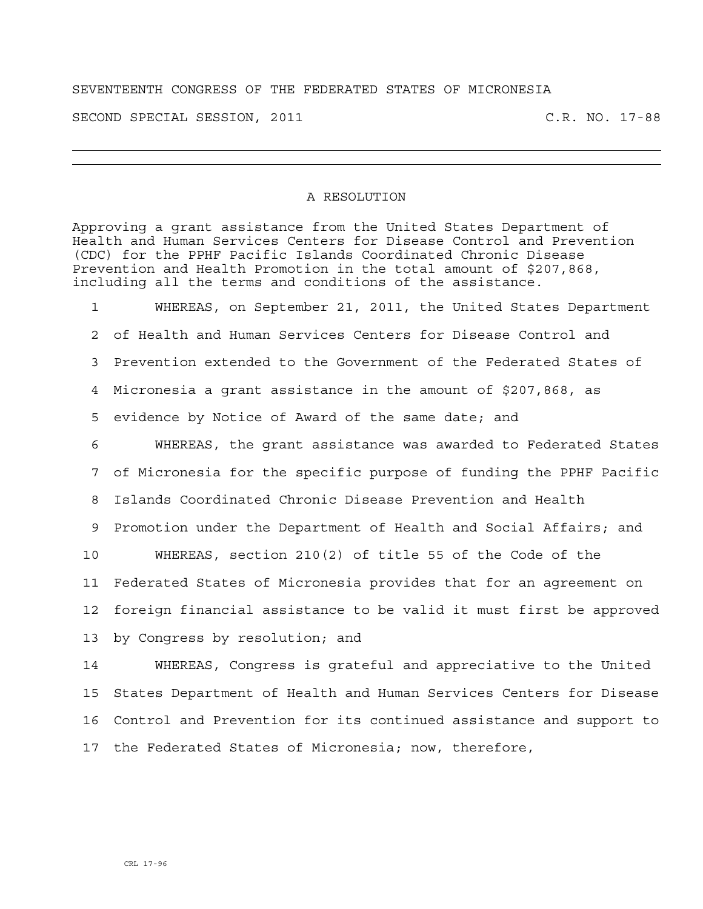SEVENTEENTH CONGRESS OF THE FEDERATED STATES OF MICRONESIA

SECOND SPECIAL SESSION, 2011 C.R. NO. 17-88

---

# A RESOLUTION

Approving a grant assistance from the United States Department of Health and Human Services Centers for Disease Control and Prevention (CDC) for the PPHF Pacific Islands Coordinated Chronic Disease Prevention and Health Promotion in the total amount of $207,868, including all the terms and conditions of the assistance.

1 WHEREAS, on September 21, 2011, the United States Department
2 of Health and Human Services Centers for Disease Control and
3 Prevention extended to the Government of the Federated States of
4 Micronesia a grant assistance in the amount of $207,868, as
5 evidence by Notice of Award of the same date; and
6 WHEREAS, the grant assistance was awarded to Federated States
7 of Micronesia for the specific purpose of funding the PPHF Pacific
8 Islands Coordinated Chronic Disease Prevention and Health
9 Promotion under the Department of Health and Social Affairs; and
10 WHEREAS, section 210(2) of title 55 of the Code of the
11 Federated States of Micronesia provides that for an agreement on
12 foreign financial assistance to be valid it must first be approved
13 by Congress by resolution; and
14 WHEREAS, Congress is grateful and appreciative to the United
15 States Department of Health and Human Services Centers for Disease
16 Control and Prevention for its continued assistance and support to
17 the Federated States of Micronesia; now, therefore,

CRL 17-96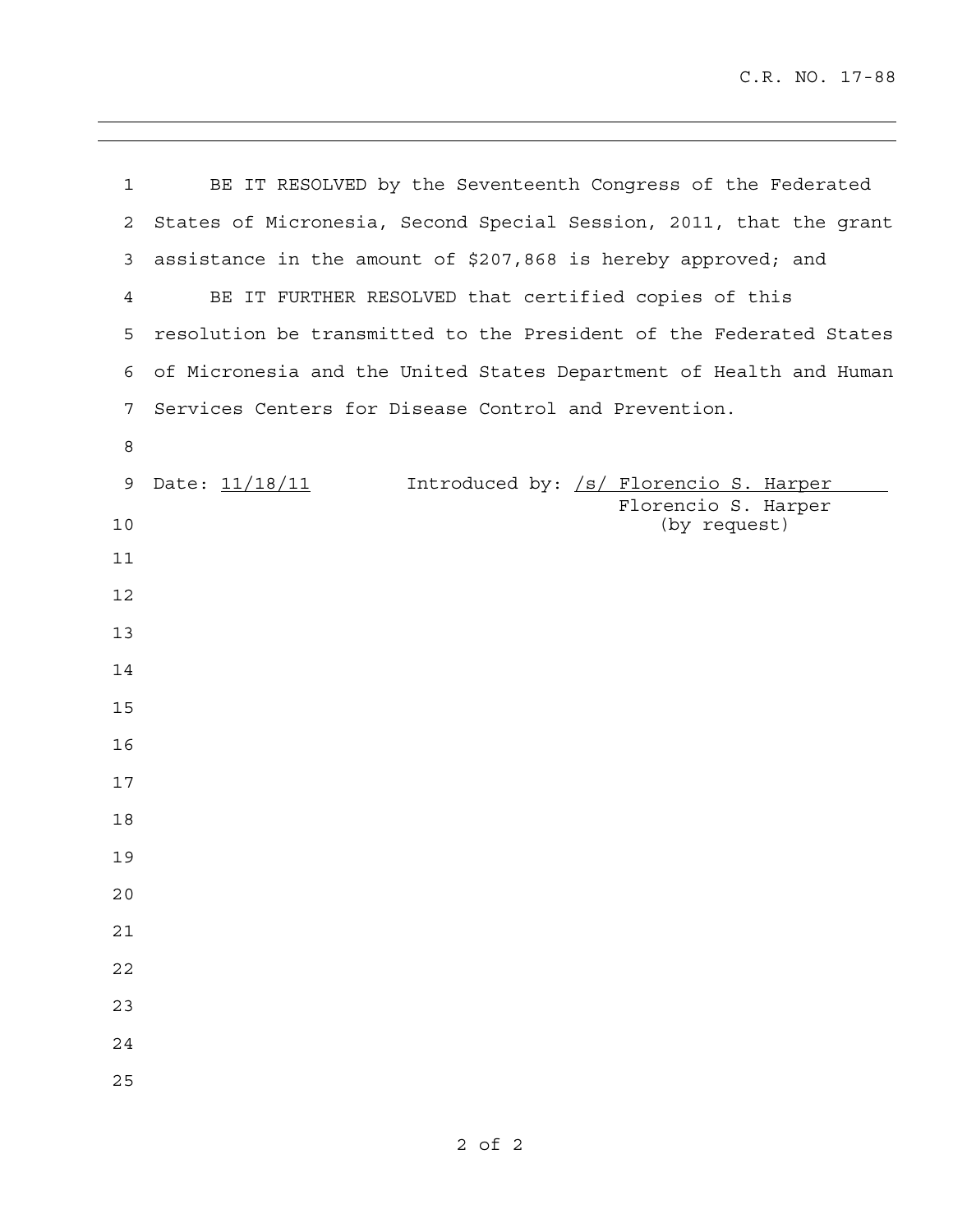BE IT RESOLVED by the Seventeenth Congress of the Federated States of Micronesia, Second Special Session, 2011, that the grant assistance in the amount of $207,868 is hereby approved; and

BE IT FURTHER RESOLVED that certified copies of this resolution be transmitted to the President of the Federated States of Micronesia and the United States Department of Health and Human Services Centers for Disease Control and Prevention.

Date: 11/18/11

Introduced by: /s/ Florencio S. Harper
Florencio S. Harper
(by request)